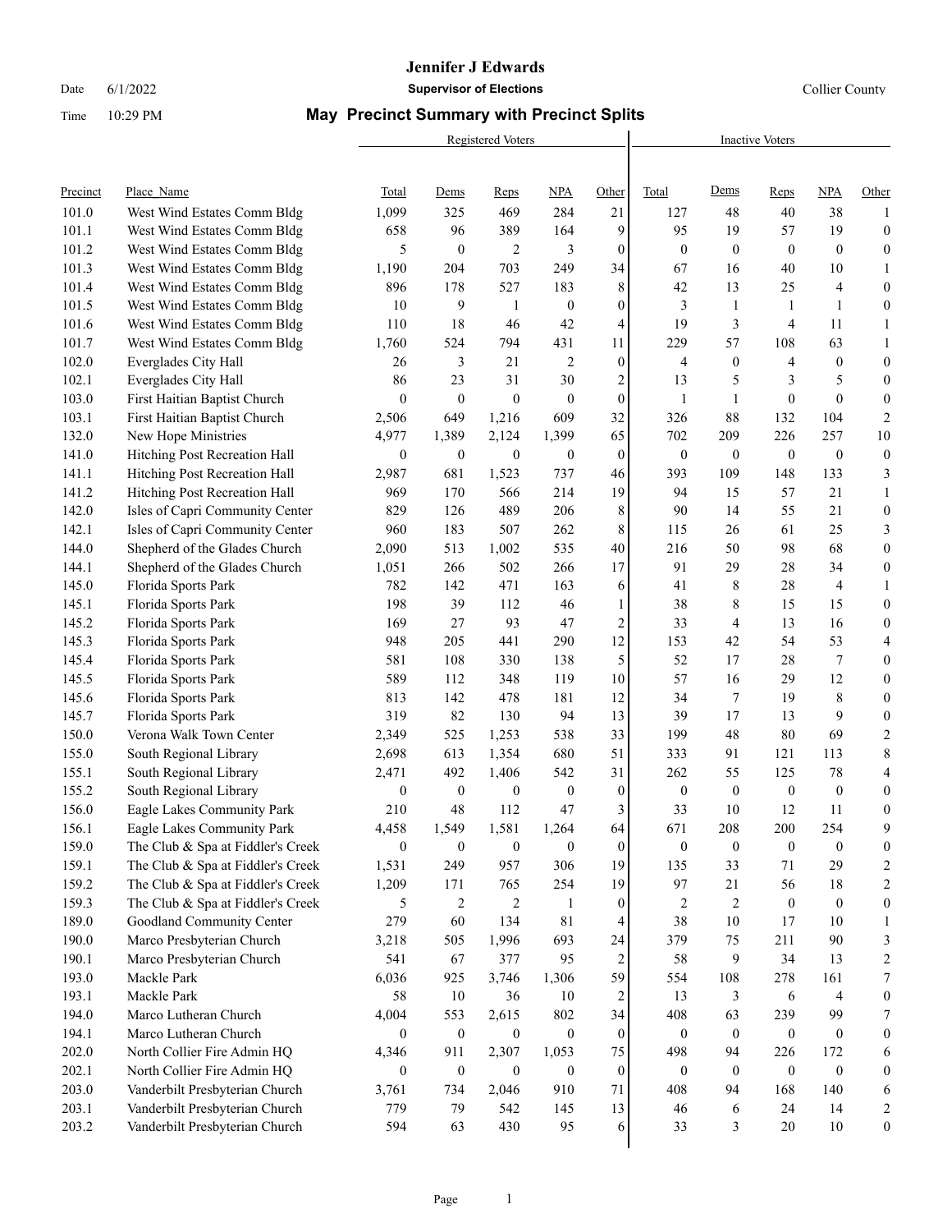**Jennifer J Edwards**

Date 6/1/2022 **Supervisor of Elections** Collier County

Time 10:29 PM **May Precinct Summary with Precinct Splits**

| | | Registered Voters | | | | | Inactive Voters | | | | |
|---|---|---|---|---|---|---|---|---|---|---|---|
| Precinct | Place_Name | Total | Dems | Reps | NPA | Other | Total | Dems | Reps | NPA | Other |
| 101.0 | West Wind Estates Comm Bldg | 1,099 | 325 | 469 | 284 | 21 | 127 | 48 | 40 | 38 | 1 |
| 101.1 | West Wind Estates Comm Bldg | 658 | 96 | 389 | 164 | 9 | 95 | 19 | 57 | 19 | 0 |
| 101.2 | West Wind Estates Comm Bldg | 5 | 0 | 2 | 3 | 0 | 0 | 0 | 0 | 0 | 0 |
| 101.3 | West Wind Estates Comm Bldg | 1,190 | 204 | 703 | 249 | 34 | 67 | 16 | 40 | 10 | 1 |
| 101.4 | West Wind Estates Comm Bldg | 896 | 178 | 527 | 183 | 8 | 42 | 13 | 25 | 4 | 0 |
| 101.5 | West Wind Estates Comm Bldg | 10 | 9 | 1 | 0 | 0 | 3 | 1 | 1 | 1 | 0 |
| 101.6 | West Wind Estates Comm Bldg | 110 | 18 | 46 | 42 | 4 | 19 | 3 | 4 | 11 | 1 |
| 101.7 | West Wind Estates Comm Bldg | 1,760 | 524 | 794 | 431 | 11 | 229 | 57 | 108 | 63 | 1 |
| 102.0 | Everglades City Hall | 26 | 3 | 21 | 2 | 0 | 4 | 0 | 4 | 0 | 0 |
| 102.1 | Everglades City Hall | 86 | 23 | 31 | 30 | 2 | 13 | 5 | 3 | 5 | 0 |
| 103.0 | First Haitian Baptist Church | 0 | 0 | 0 | 0 | 0 | 1 | 1 | 0 | 0 | 0 |
| 103.1 | First Haitian Baptist Church | 2,506 | 649 | 1,216 | 609 | 32 | 326 | 88 | 132 | 104 | 2 |
| 132.0 | New Hope Ministries | 4,977 | 1,389 | 2,124 | 1,399 | 65 | 702 | 209 | 226 | 257 | 10 |
| 141.0 | Hitching Post Recreation Hall | 0 | 0 | 0 | 0 | 0 | 0 | 0 | 0 | 0 | 0 |
| 141.1 | Hitching Post Recreation Hall | 2,987 | 681 | 1,523 | 737 | 46 | 393 | 109 | 148 | 133 | 3 |
| 141.2 | Hitching Post Recreation Hall | 969 | 170 | 566 | 214 | 19 | 94 | 15 | 57 | 21 | 1 |
| 142.0 | Isles of Capri Community Center | 829 | 126 | 489 | 206 | 8 | 90 | 14 | 55 | 21 | 0 |
| 142.1 | Isles of Capri Community Center | 960 | 183 | 507 | 262 | 8 | 115 | 26 | 61 | 25 | 3 |
| 144.0 | Shepherd of the Glades Church | 2,090 | 513 | 1,002 | 535 | 40 | 216 | 50 | 98 | 68 | 0 |
| 144.1 | Shepherd of the Glades Church | 1,051 | 266 | 502 | 266 | 17 | 91 | 29 | 28 | 34 | 0 |
| 145.0 | Florida Sports Park | 782 | 142 | 471 | 163 | 6 | 41 | 8 | 28 | 4 | 1 |
| 145.1 | Florida Sports Park | 198 | 39 | 112 | 46 | 1 | 38 | 8 | 15 | 15 | 0 |
| 145.2 | Florida Sports Park | 169 | 27 | 93 | 47 | 2 | 33 | 4 | 13 | 16 | 0 |
| 145.3 | Florida Sports Park | 948 | 205 | 441 | 290 | 12 | 153 | 42 | 54 | 53 | 4 |
| 145.4 | Florida Sports Park | 581 | 108 | 330 | 138 | 5 | 52 | 17 | 28 | 7 | 0 |
| 145.5 | Florida Sports Park | 589 | 112 | 348 | 119 | 10 | 57 | 16 | 29 | 12 | 0 |
| 145.6 | Florida Sports Park | 813 | 142 | 478 | 181 | 12 | 34 | 7 | 19 | 8 | 0 |
| 145.7 | Florida Sports Park | 319 | 82 | 130 | 94 | 13 | 39 | 17 | 13 | 9 | 0 |
| 150.0 | Verona Walk Town Center | 2,349 | 525 | 1,253 | 538 | 33 | 199 | 48 | 80 | 69 | 2 |
| 155.0 | South Regional Library | 2,698 | 613 | 1,354 | 680 | 51 | 333 | 91 | 121 | 113 | 8 |
| 155.1 | South Regional Library | 2,471 | 492 | 1,406 | 542 | 31 | 262 | 55 | 125 | 78 | 4 |
| 155.2 | South Regional Library | 0 | 0 | 0 | 0 | 0 | 0 | 0 | 0 | 0 | 0 |
| 156.0 | Eagle Lakes Community Park | 210 | 48 | 112 | 47 | 3 | 33 | 10 | 12 | 11 | 0 |
| 156.1 | Eagle Lakes Community Park | 4,458 | 1,549 | 1,581 | 1,264 | 64 | 671 | 208 | 200 | 254 | 9 |
| 159.0 | The Club & Spa at Fiddler's Creek | 0 | 0 | 0 | 0 | 0 | 0 | 0 | 0 | 0 | 0 |
| 159.1 | The Club & Spa at Fiddler's Creek | 1,531 | 249 | 957 | 306 | 19 | 135 | 33 | 71 | 29 | 2 |
| 159.2 | The Club & Spa at Fiddler's Creek | 1,209 | 171 | 765 | 254 | 19 | 97 | 21 | 56 | 18 | 2 |
| 159.3 | The Club & Spa at Fiddler's Creek | 5 | 2 | 2 | 1 | 0 | 2 | 2 | 0 | 0 | 0 |
| 189.0 | Goodland Community Center | 279 | 60 | 134 | 81 | 4 | 38 | 10 | 17 | 10 | 1 |
| 190.0 | Marco Presbyterian Church | 3,218 | 505 | 1,996 | 693 | 24 | 379 | 75 | 211 | 90 | 3 |
| 190.1 | Marco Presbyterian Church | 541 | 67 | 377 | 95 | 2 | 58 | 9 | 34 | 13 | 2 |
| 193.0 | Mackle Park | 6,036 | 925 | 3,746 | 1,306 | 59 | 554 | 108 | 278 | 161 | 7 |
| 193.1 | Mackle Park | 58 | 10 | 36 | 10 | 2 | 13 | 3 | 6 | 4 | 0 |
| 194.0 | Marco Lutheran Church | 4,004 | 553 | 2,615 | 802 | 34 | 408 | 63 | 239 | 99 | 7 |
| 194.1 | Marco Lutheran Church | 0 | 0 | 0 | 0 | 0 | 0 | 0 | 0 | 0 | 0 |
| 202.0 | North Collier Fire Admin HQ | 4,346 | 911 | 2,307 | 1,053 | 75 | 498 | 94 | 226 | 172 | 6 |
| 202.1 | North Collier Fire Admin HQ | 0 | 0 | 0 | 0 | 0 | 0 | 0 | 0 | 0 | 0 |
| 203.0 | Vanderbilt Presbyterian Church | 3,761 | 734 | 2,046 | 910 | 71 | 408 | 94 | 168 | 140 | 6 |
| 203.1 | Vanderbilt Presbyterian Church | 779 | 79 | 542 | 145 | 13 | 46 | 6 | 24 | 14 | 2 |
| 203.2 | Vanderbilt Presbyterian Church | 594 | 63 | 430 | 95 | 6 | 33 | 3 | 20 | 10 | 0 |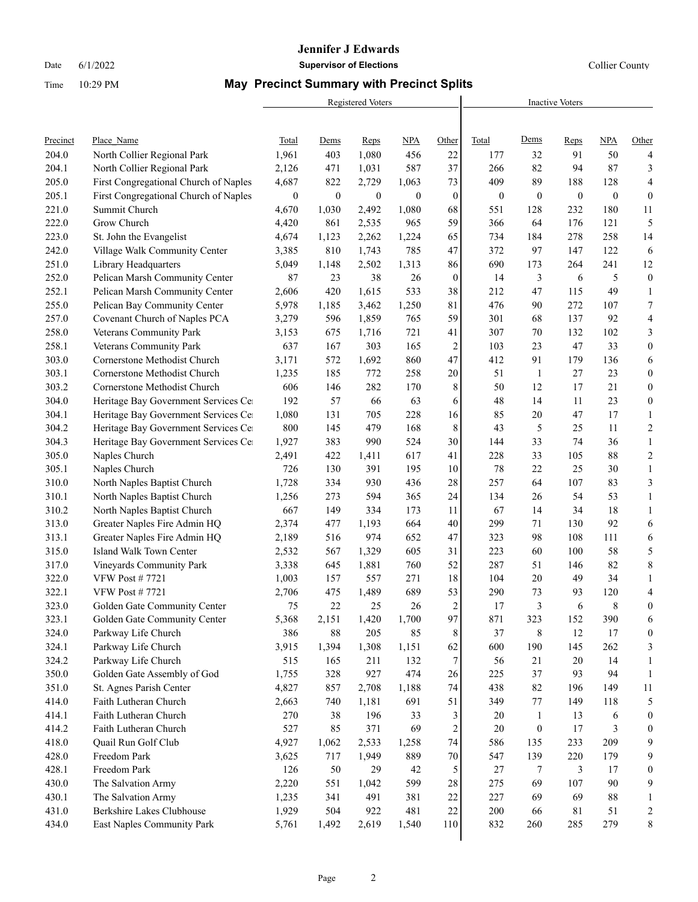# Jennifer J Edwards

Supervisor of Elections

Collier County

Date 6/1/2022

Time 10:29 PM

## May Precinct Summary with Precinct Splits

| | | Registered Voters | | | | | Inactive Voters | | | | |
|---|---|---|---|---|---|---|---|---|---|---|---|
| Precinct | Place_Name | Total | Dems | Reps | NPA | Other | Total | Dems | Reps | NPA | Other |
| 204.0 | North Collier Regional Park | 1,961 | 403 | 1,080 | 456 | 22 | 177 | 32 | 91 | 50 | 4 |
| 204.1 | North Collier Regional Park | 2,126 | 471 | 1,031 | 587 | 37 | 266 | 82 | 94 | 87 | 3 |
| 205.0 | First Congregational Church of Naples | 4,687 | 822 | 2,729 | 1,063 | 73 | 409 | 89 | 188 | 128 | 4 |
| 205.1 | First Congregational Church of Naples | 0 | 0 | 0 | 0 | 0 | 0 | 0 | 0 | 0 | 0 |
| 221.0 | Summit Church | 4,670 | 1,030 | 2,492 | 1,080 | 68 | 551 | 128 | 232 | 180 | 11 |
| 222.0 | Grow Church | 4,420 | 861 | 2,535 | 965 | 59 | 366 | 64 | 176 | 121 | 5 |
| 223.0 | St. John the Evangelist | 4,674 | 1,123 | 2,262 | 1,224 | 65 | 734 | 184 | 278 | 258 | 14 |
| 242.0 | Village Walk Community Center | 3,385 | 810 | 1,743 | 785 | 47 | 372 | 97 | 147 | 122 | 6 |
| 251.0 | Library Headquarters | 5,049 | 1,148 | 2,502 | 1,313 | 86 | 690 | 173 | 264 | 241 | 12 |
| 252.0 | Pelican Marsh Community Center | 87 | 23 | 38 | 26 | 0 | 14 | 3 | 6 | 5 | 0 |
| 252.1 | Pelican Marsh Community Center | 2,606 | 420 | 1,615 | 533 | 38 | 212 | 47 | 115 | 49 | 1 |
| 255.0 | Pelican Bay Community Center | 5,978 | 1,185 | 3,462 | 1,250 | 81 | 476 | 90 | 272 | 107 | 7 |
| 257.0 | Covenant Church of Naples PCA | 3,279 | 596 | 1,859 | 765 | 59 | 301 | 68 | 137 | 92 | 4 |
| 258.0 | Veterans Community Park | 3,153 | 675 | 1,716 | 721 | 41 | 307 | 70 | 132 | 102 | 3 |
| 258.1 | Veterans Community Park | 637 | 167 | 303 | 165 | 2 | 103 | 23 | 47 | 33 | 0 |
| 303.0 | Cornerstone Methodist Church | 3,171 | 572 | 1,692 | 860 | 47 | 412 | 91 | 179 | 136 | 6 |
| 303.1 | Cornerstone Methodist Church | 1,235 | 185 | 772 | 258 | 20 | 51 | 1 | 27 | 23 | 0 |
| 303.2 | Cornerstone Methodist Church | 606 | 146 | 282 | 170 | 8 | 50 | 12 | 17 | 21 | 0 |
| 304.0 | Heritage Bay Government Services Ce | 192 | 57 | 66 | 63 | 6 | 48 | 14 | 11 | 23 | 0 |
| 304.1 | Heritage Bay Government Services Ce | 1,080 | 131 | 705 | 228 | 16 | 85 | 20 | 47 | 17 | 1 |
| 304.2 | Heritage Bay Government Services Ce | 800 | 145 | 479 | 168 | 8 | 43 | 5 | 25 | 11 | 2 |
| 304.3 | Heritage Bay Government Services Ce | 1,927 | 383 | 990 | 524 | 30 | 144 | 33 | 74 | 36 | 1 |
| 305.0 | Naples Church | 2,491 | 422 | 1,411 | 617 | 41 | 228 | 33 | 105 | 88 | 2 |
| 305.1 | Naples Church | 726 | 130 | 391 | 195 | 10 | 78 | 22 | 25 | 30 | 1 |
| 310.0 | North Naples Baptist Church | 1,728 | 334 | 930 | 436 | 28 | 257 | 64 | 107 | 83 | 3 |
| 310.1 | North Naples Baptist Church | 1,256 | 273 | 594 | 365 | 24 | 134 | 26 | 54 | 53 | 1 |
| 310.2 | North Naples Baptist Church | 667 | 149 | 334 | 173 | 11 | 67 | 14 | 34 | 18 | 1 |
| 313.0 | Greater Naples Fire Admin HQ | 2,374 | 477 | 1,193 | 664 | 40 | 299 | 71 | 130 | 92 | 6 |
| 313.1 | Greater Naples Fire Admin HQ | 2,189 | 516 | 974 | 652 | 47 | 323 | 98 | 108 | 111 | 6 |
| 315.0 | Island Walk Town Center | 2,532 | 567 | 1,329 | 605 | 31 | 223 | 60 | 100 | 58 | 5 |
| 317.0 | Vineyards Community Park | 3,338 | 645 | 1,881 | 760 | 52 | 287 | 51 | 146 | 82 | 8 |
| 322.0 | VFW Post # 7721 | 1,003 | 157 | 557 | 271 | 18 | 104 | 20 | 49 | 34 | 1 |
| 322.1 | VFW Post # 7721 | 2,706 | 475 | 1,489 | 689 | 53 | 290 | 73 | 93 | 120 | 4 |
| 323.0 | Golden Gate Community Center | 75 | 22 | 25 | 26 | 2 | 17 | 3 | 6 | 8 | 0 |
| 323.1 | Golden Gate Community Center | 5,368 | 2,151 | 1,420 | 1,700 | 97 | 871 | 323 | 152 | 390 | 6 |
| 324.0 | Parkway Life Church | 386 | 88 | 205 | 85 | 8 | 37 | 8 | 12 | 17 | 0 |
| 324.1 | Parkway Life Church | 3,915 | 1,394 | 1,308 | 1,151 | 62 | 600 | 190 | 145 | 262 | 3 |
| 324.2 | Parkway Life Church | 515 | 165 | 211 | 132 | 7 | 56 | 21 | 20 | 14 | 1 |
| 350.0 | Golden Gate Assembly of God | 1,755 | 328 | 927 | 474 | 26 | 225 | 37 | 93 | 94 | 1 |
| 351.0 | St. Agnes Parish Center | 4,827 | 857 | 2,708 | 1,188 | 74 | 438 | 82 | 196 | 149 | 11 |
| 414.0 | Faith Lutheran Church | 2,663 | 740 | 1,181 | 691 | 51 | 349 | 77 | 149 | 118 | 5 |
| 414.1 | Faith Lutheran Church | 270 | 38 | 196 | 33 | 3 | 20 | 1 | 13 | 6 | 0 |
| 414.2 | Faith Lutheran Church | 527 | 85 | 371 | 69 | 2 | 20 | 0 | 17 | 3 | 0 |
| 418.0 | Quail Run Golf Club | 4,927 | 1,062 | 2,533 | 1,258 | 74 | 586 | 135 | 233 | 209 | 9 |
| 428.0 | Freedom Park | 3,625 | 717 | 1,949 | 889 | 70 | 547 | 139 | 220 | 179 | 9 |
| 428.1 | Freedom Park | 126 | 50 | 29 | 42 | 5 | 27 | 7 | 3 | 17 | 0 |
| 430.0 | The Salvation Army | 2,220 | 551 | 1,042 | 599 | 28 | 275 | 69 | 107 | 90 | 9 |
| 430.1 | The Salvation Army | 1,235 | 341 | 491 | 381 | 22 | 227 | 69 | 69 | 88 | 1 |
| 431.0 | Berkshire Lakes Clubhouse | 1,929 | 504 | 922 | 481 | 22 | 200 | 66 | 81 | 51 | 2 |
| 434.0 | East Naples Community Park | 5,761 | 1,492 | 2,619 | 1,540 | 110 | 832 | 260 | 285 | 279 | 8 |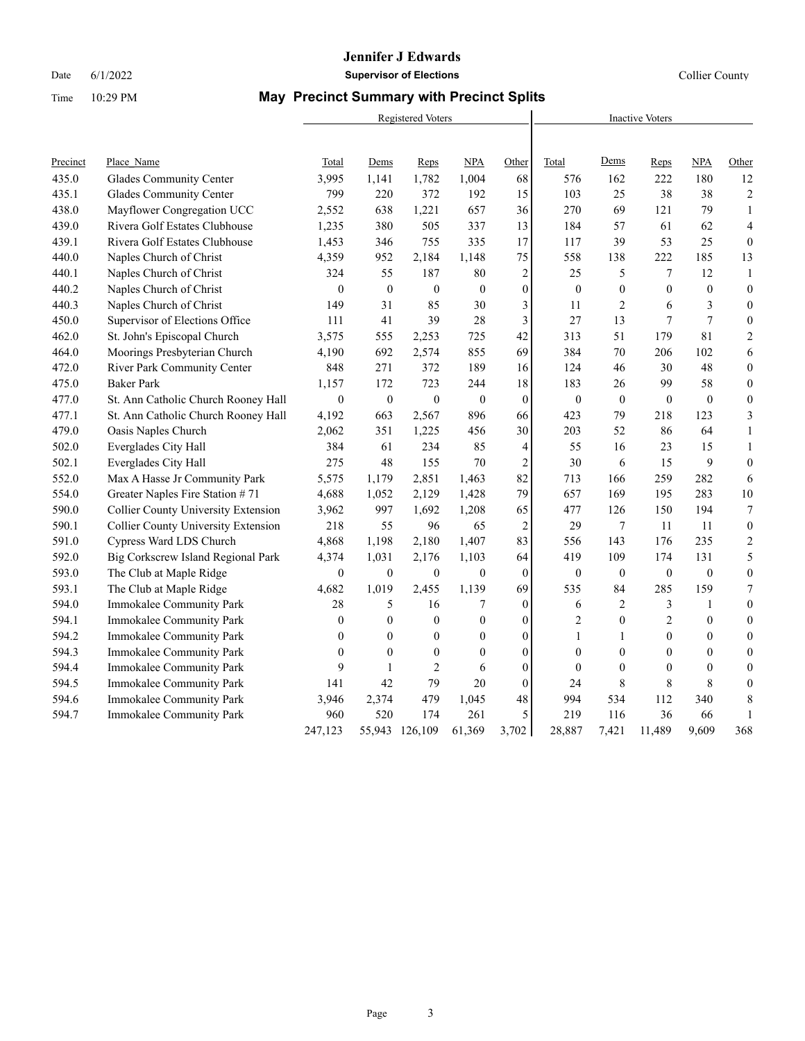# Jennifer J Edwards

Date 6/1/2022 **Supervisor of Elections** Collier County

Time 10:29 PM **May Precinct Summary with Precinct Splits**

| | | Registered Voters | | | | | Inactive Voters | | | | |
|---|---|---|---|---|---|---|---|---|---|---|---|
| Precinct | Place_Name | Total | Dems | Reps | NPA | Other | Total | Dems | Reps | NPA | Other |
| 435.0 | Glades Community Center | 3,995 | 1,141 | 1,782 | 1,004 | 68 | 576 | 162 | 222 | 180 | 12 |
| 435.1 | Glades Community Center | 799 | 220 | 372 | 192 | 15 | 103 | 25 | 38 | 38 | 2 |
| 438.0 | Mayflower Congregation UCC | 2,552 | 638 | 1,221 | 657 | 36 | 270 | 69 | 121 | 79 | 1 |
| 439.0 | Rivera Golf Estates Clubhouse | 1,235 | 380 | 505 | 337 | 13 | 184 | 57 | 61 | 62 | 4 |
| 439.1 | Rivera Golf Estates Clubhouse | 1,453 | 346 | 755 | 335 | 17 | 117 | 39 | 53 | 25 | 0 |
| 440.0 | Naples Church of Christ | 4,359 | 952 | 2,184 | 1,148 | 75 | 558 | 138 | 222 | 185 | 13 |
| 440.1 | Naples Church of Christ | 324 | 55 | 187 | 80 | 2 | 25 | 5 | 7 | 12 | 1 |
| 440.2 | Naples Church of Christ | 0 | 0 | 0 | 0 | 0 | 0 | 0 | 0 | 0 | 0 |
| 440.3 | Naples Church of Christ | 149 | 31 | 85 | 30 | 3 | 11 | 2 | 6 | 3 | 0 |
| 450.0 | Supervisor of Elections Office | 111 | 41 | 39 | 28 | 3 | 27 | 13 | 7 | 7 | 0 |
| 462.0 | St. John's Episcopal Church | 3,575 | 555 | 2,253 | 725 | 42 | 313 | 51 | 179 | 81 | 2 |
| 464.0 | Moorings Presbyterian Church | 4,190 | 692 | 2,574 | 855 | 69 | 384 | 70 | 206 | 102 | 6 |
| 472.0 | River Park Community Center | 848 | 271 | 372 | 189 | 16 | 124 | 46 | 30 | 48 | 0 |
| 475.0 | Baker Park | 1,157 | 172 | 723 | 244 | 18 | 183 | 26 | 99 | 58 | 0 |
| 477.0 | St. Ann Catholic Church Rooney Hall | 0 | 0 | 0 | 0 | 0 | 0 | 0 | 0 | 0 | 0 |
| 477.1 | St. Ann Catholic Church Rooney Hall | 4,192 | 663 | 2,567 | 896 | 66 | 423 | 79 | 218 | 123 | 3 |
| 479.0 | Oasis Naples Church | 2,062 | 351 | 1,225 | 456 | 30 | 203 | 52 | 86 | 64 | 1 |
| 502.0 | Everglades City Hall | 384 | 61 | 234 | 85 | 4 | 55 | 16 | 23 | 15 | 1 |
| 502.1 | Everglades City Hall | 275 | 48 | 155 | 70 | 2 | 30 | 6 | 15 | 9 | 0 |
| 552.0 | Max A Hasse Jr Community Park | 5,575 | 1,179 | 2,851 | 1,463 | 82 | 713 | 166 | 259 | 282 | 6 |
| 554.0 | Greater Naples Fire Station # 71 | 4,688 | 1,052 | 2,129 | 1,428 | 79 | 657 | 169 | 195 | 283 | 10 |
| 590.0 | Collier County University Extension | 3,962 | 997 | 1,692 | 1,208 | 65 | 477 | 126 | 150 | 194 | 7 |
| 590.1 | Collier County University Extension | 218 | 55 | 96 | 65 | 2 | 29 | 7 | 11 | 11 | 0 |
| 591.0 | Cypress Ward LDS Church | 4,868 | 1,198 | 2,180 | 1,407 | 83 | 556 | 143 | 176 | 235 | 2 |
| 592.0 | Big Corkscrew Island Regional Park | 4,374 | 1,031 | 2,176 | 1,103 | 64 | 419 | 109 | 174 | 131 | 5 |
| 593.0 | The Club at Maple Ridge | 0 | 0 | 0 | 0 | 0 | 0 | 0 | 0 | 0 | 0 |
| 593.1 | The Club at Maple Ridge | 4,682 | 1,019 | 2,455 | 1,139 | 69 | 535 | 84 | 285 | 159 | 7 |
| 594.0 | Immokalee Community Park | 28 | 5 | 16 | 7 | 0 | 6 | 2 | 3 | 1 | 0 |
| 594.1 | Immokalee Community Park | 0 | 0 | 0 | 0 | 0 | 2 | 0 | 2 | 0 | 0 |
| 594.2 | Immokalee Community Park | 0 | 0 | 0 | 0 | 0 | 1 | 1 | 0 | 0 | 0 |
| 594.3 | Immokalee Community Park | 0 | 0 | 0 | 0 | 0 | 0 | 0 | 0 | 0 | 0 |
| 594.4 | Immokalee Community Park | 9 | 1 | 2 | 6 | 0 | 0 | 0 | 0 | 0 | 0 |
| 594.5 | Immokalee Community Park | 141 | 42 | 79 | 20 | 0 | 24 | 8 | 8 | 8 | 0 |
| 594.6 | Immokalee Community Park | 3,946 | 2,374 | 479 | 1,045 | 48 | 994 | 534 | 112 | 340 | 8 |
| 594.7 | Immokalee Community Park | 960 | 520 | 174 | 261 | 5 | 219 | 116 | 36 | 66 | 1 |
| | | 247,123 | 55,943 | 126,109 | 61,369 | 3,702 | 28,887 | 7,421 | 11,489 | 9,609 | 368 |